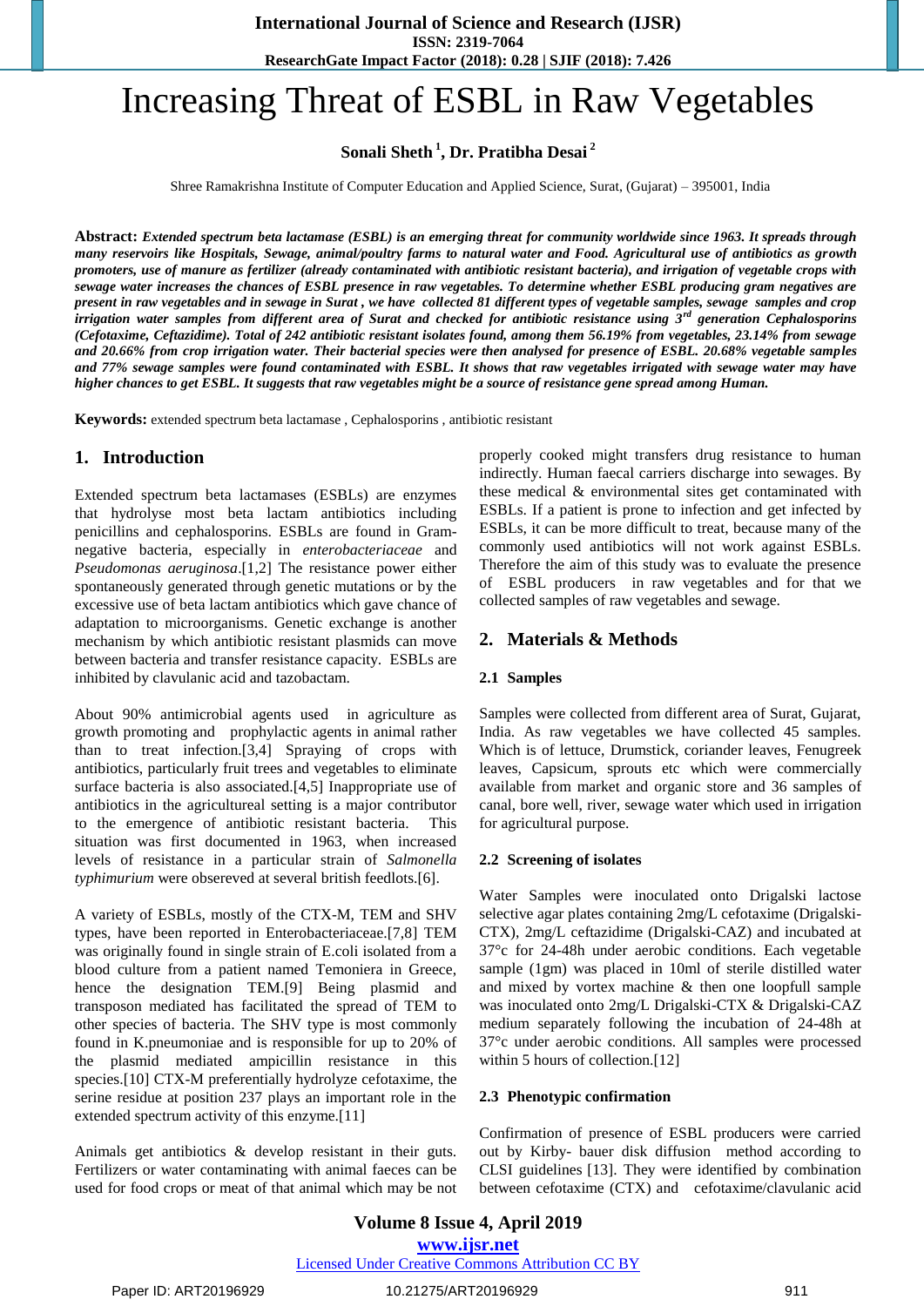# Increasing Threat of ESBL in Raw Vegetables

**Sonali Sheth [1], Dr. Pratibha Desai [2]**

Shree Ramakrishna Institute of Computer Education and Applied Science, Surat, (Gujarat) – 395001, India

**Abstract:** ***Extended spectrum beta lactamase (ESBL) is an emerging threat for community worldwide since 1963. It spreads through many reservoirs like Hospitals, Sewage, animal/poultry farms to natural water and Food. Agricultural use of antibiotics as growth promoters, use of manure as fertilizer (already contaminated with antibiotic resistant bacteria), and irrigation of vegetable crops with sewage water increases the chances of ESBL presence in raw vegetables. To determine whether ESBL producing gram negatives are present in raw vegetables and in sewage in Surat , we have collected 81 different types of vegetable samples, sewage samples and crop irrigation water samples from different area of Surat and checked for antibiotic resistance using 3rd generation Cephalosporins (Cefotaxime, Ceftazidime). Total of 242 antibiotic resistant isolates found, among them 56.19% from vegetables, 23.14% from sewage and 20.66% from crop irrigation water. Their bacterial species were then analysed for presence of ESBL. 20.68% vegetable samples and 77% sewage samples were found contaminated with ESBL. It shows that raw vegetables irrigated with sewage water may have higher chances to get ESBL. It suggests that raw vegetables might be a source of resistance gene spread among Human.***

**Keywords:** extended spectrum beta lactamase , Cephalosporins , antibiotic resistant

## 1. Introduction

Extended spectrum beta lactamases (ESBLs) are enzymes that hydrolyse most beta lactam antibiotics including penicillins and cephalosporins. ESBLs are found in Gram-negative bacteria, especially in *enterobacteriaceae* and *Pseudomonas aeruginosa*.[1,2] The resistance power either spontaneously generated through genetic mutations or by the excessive use of beta lactam antibiotics which gave chance of adaptation to microorganisms. Genetic exchange is another mechanism by which antibiotic resistant plasmids can move between bacteria and transfer resistance capacity. ESBLs are inhibited by clavulanic acid and tazobactam.

About 90% antimicrobial agents used in agriculture as growth promoting and prophylactic agents in animal rather than to treat infection.[3,4] Spraying of crops with antibiotics, particularly fruit trees and vegetables to eliminate surface bacteria is also associated.[4,5] Inappropriate use of antibiotics in the agricultureal setting is a major contributor to the emergence of antibiotic resistant bacteria. This situation was first documented in 1963, when increased levels of resistance in a particular strain of *Salmonella typhimurium* were obsereved at several british feedlots.[6].

A variety of ESBLs, mostly of the CTX-M, TEM and SHV types, have been reported in Enterobacteriaceae.[7,8] TEM was originally found in single strain of E.coli isolated from a blood culture from a patient named Temoniera in Greece, hence the designation TEM.[9] Being plasmid and transposon mediated has facilitated the spread of TEM to other species of bacteria. The SHV type is most commonly found in K.pneumoniae and is responsible for up to 20% of the plasmid mediated ampicillin resistance in this species.[10] CTX-M preferentially hydrolyze cefotaxime, the serine residue at position 237 plays an important role in the extended spectrum activity of this enzyme.[11]

Animals get antibiotics & develop resistant in their guts. Fertilizers or water contaminating with animal faeces can be used for food crops or meat of that animal which may be not properly cooked might transfers drug resistance to human indirectly. Human faecal carriers discharge into sewages. By these medical & environmental sites get contaminated with ESBLs. If a patient is prone to infection and get infected by ESBLs, it can be more difficult to treat, because many of the commonly used antibiotics will not work against ESBLs. Therefore the aim of this study was to evaluate the presence of ESBL producers in raw vegetables and for that we collected samples of raw vegetables and sewage.

## 2. Materials & Methods

### 2.1 Samples

Samples were collected from different area of Surat, Gujarat, India. As raw vegetables we have collected 45 samples. Which is of lettuce, Drumstick, coriander leaves, Fenugreek leaves, Capsicum, sprouts etc which were commercially available from market and organic store and 36 samples of canal, bore well, river, sewage water which used in irrigation for agricultural purpose.

### 2.2 Screening of isolates

Water Samples were inoculated onto Drigalski lactose selective agar plates containing 2mg/L cefotaxime (Drigalski-CTX), 2mg/L ceftazidime (Drigalski-CAZ) and incubated at 37°c for 24-48h under aerobic conditions. Each vegetable sample (1gm) was placed in 10ml of sterile distilled water and mixed by vortex machine & then one loopfull sample was inoculated onto 2mg/L Drigalski-CTX & Drigalski-CAZ medium separately following the incubation of 24-48h at 37°c under aerobic conditions. All samples were processed within 5 hours of collection.[12]

### 2.3 Phenotypic confirmation

Confirmation of presence of ESBL producers were carried out by Kirby- bauer disk diffusion method according to CLSI guidelines [13]. They were identified by combination between cefotaxime (CTX) and cefotaxime/clavulanic acid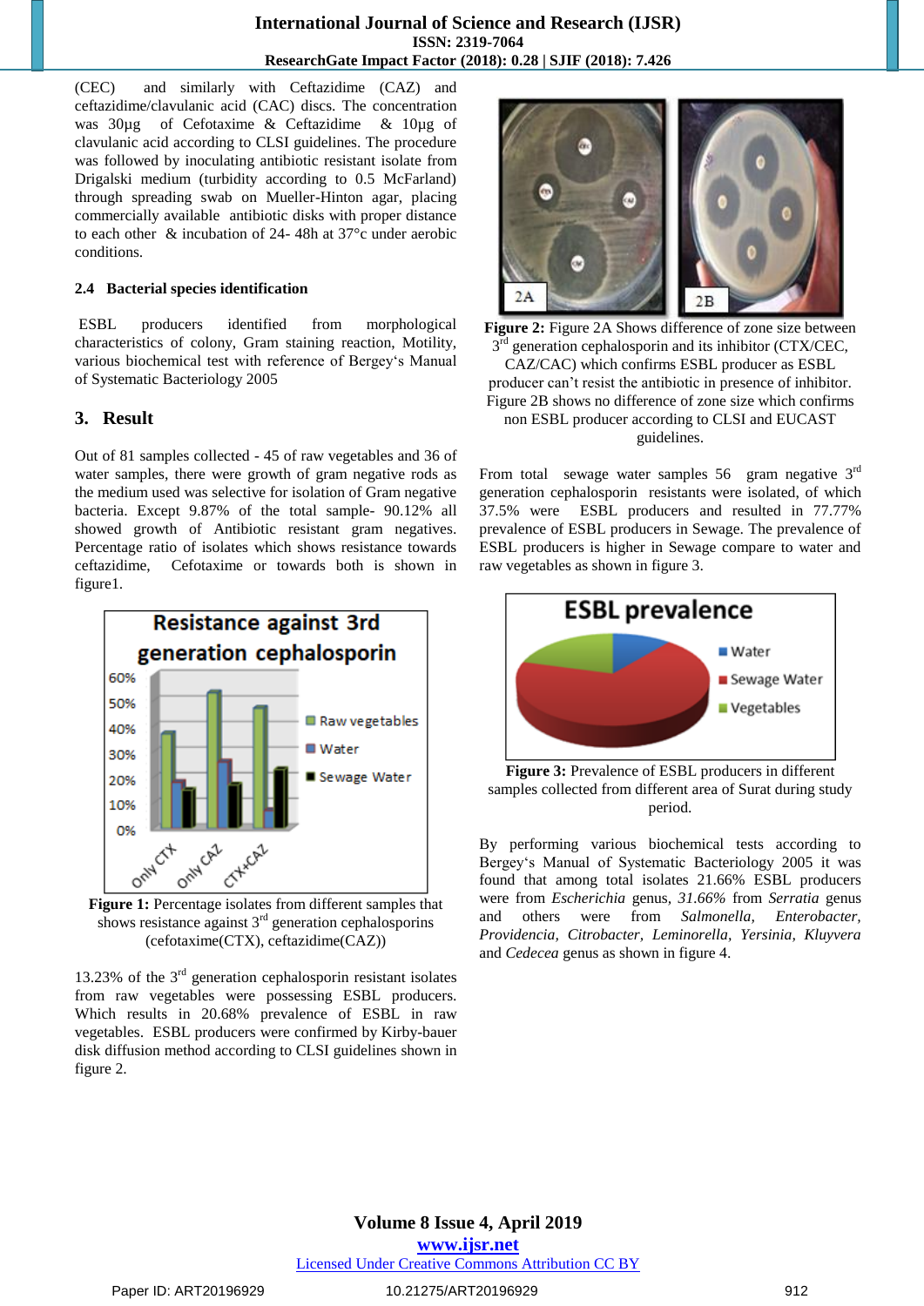(CEC) and similarly with Ceftazidime (CAZ) and ceftazidime/clavulanic acid (CAC) discs. The concentration was 30µg of Cefotaxime & Ceftazidime & 10µg of clavulanic acid according to CLSI guidelines. The procedure was followed by inoculating antibiotic resistant isolate from Drigalski medium (turbidity according to 0.5 McFarland) through spreading swab on Mueller-Hinton agar, placing commercially available antibiotic disks with proper distance to each other & incubation of 24- 48h at 37°c under aerobic conditions.

### 2.4 Bacterial species identification

ESBL producers identified from morphological characteristics of colony, Gram staining reaction, Motility, various biochemical test with reference of Bergey's Manual of Systematic Bacteriology 2005

## 3. Result

Out of 81 samples collected - 45 of raw vegetables and 36 of water samples, there were growth of gram negative rods as the medium used was selective for isolation of Gram negative bacteria. Except 9.87% of the total sample- 90.12% all showed growth of Antibiotic resistant gram negatives. Percentage ratio of isolates which shows resistance towards ceftazidime, Cefotaxime or towards both is shown in figure1.

**Figure 1:** Percentage isolates from different samples that shows resistance against 3rd generation cephalosporins (cefotaxime(CTX), ceftazidime(CAZ))

13.23% of the 3rd generation cephalosporin resistant isolates from raw vegetables were possessing ESBL producers. Which results in 20.68% prevalence of ESBL in raw vegetables. ESBL producers were confirmed by Kirby-bauer disk diffusion method according to CLSI guidelines shown in figure 2.

**Figure 2:** Figure 2A Shows difference of zone size between 3rd generation cephalosporin and its inhibitor (CTX/CEC, CAZ/CAC) which confirms ESBL producer as ESBL producer can't resist the antibiotic in presence of inhibitor. Figure 2B shows no difference of zone size which confirms non ESBL producer according to CLSI and EUCAST guidelines.

From total sewage water samples 56 gram negative 3rd generation cephalosporin resistants were isolated, of which 37.5% were ESBL producers and resulted in 77.77% prevalence of ESBL producers in Sewage. The prevalence of ESBL producers is higher in Sewage compare to water and raw vegetables as shown in figure 3.

**Figure 3:** Prevalence of ESBL producers in different samples collected from different area of Surat during study period.

By performing various biochemical tests according to Bergey's Manual of Systematic Bacteriology 2005 it was found that among total isolates 21.66% ESBL producers were from *Escherichia* genus, *31.66%* from *Serratia* genus and others were from *Salmonella, Enterobacter, Providencia, Citrobacter, Leminorella, Yersinia, Kluyvera* and *Cedecea* genus as shown in figure 4.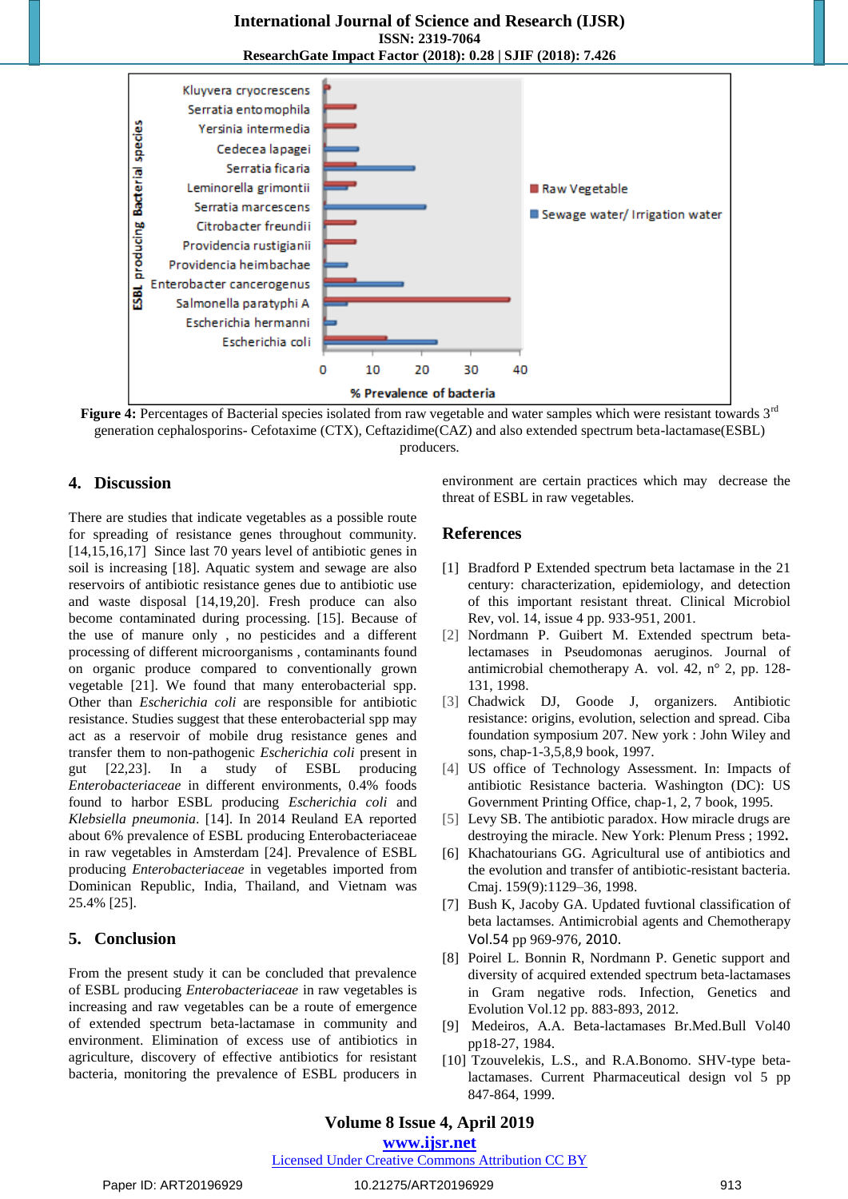**Figure 4:** Percentages of Bacterial species isolated from raw vegetable and water samples which were resistant towards 3[rd] generation cephalosporins- Cefotaxime (CTX), Ceftazidime(CAZ) and also extended spectrum beta-lactamase(ESBL) producers.

## 4. Discussion

There are studies that indicate vegetables as a possible route for spreading of resistance genes throughout community. [14,15,16,17] Since last 70 years level of antibiotic genes in soil is increasing [18]. Aquatic system and sewage are also reservoirs of antibiotic resistance genes due to antibiotic use and waste disposal [14,19,20]. Fresh produce can also become contaminated during processing. [15]. Because of the use of manure only , no pesticides and a different processing of different microorganisms , contaminants found on organic produce compared to conventionally grown vegetable [21]. We found that many enterobacterial spp. Other than *Escherichia coli* are responsible for antibiotic resistance. Studies suggest that these enterobacterial spp may act as a reservoir of mobile drug resistance genes and transfer them to non-pathogenic *Escherichia coli* present in gut [22,23]. In a study of ESBL producing *Enterobacteriaceae* in different environments, 0.4% foods found to harbor ESBL producing *Escherichia coli* and *Klebsiella pneumonia*. [14]. In 2014 Reuland EA reported about 6% prevalence of ESBL producing Enterobacteriaceae in raw vegetables in Amsterdam [24]. Prevalence of ESBL producing *Enterobacteriaceae* in vegetables imported from Dominican Republic, India, Thailand, and Vietnam was 25.4% [25].

## 5. Conclusion

From the present study it can be concluded that prevalence of ESBL producing *Enterobacteriaceae* in raw vegetables is increasing and raw vegetables can be a route of emergence of extended spectrum beta-lactamase in community and environment. Elimination of excess use of antibiotics in agriculture, discovery of effective antibiotics for resistant bacteria, monitoring the prevalence of ESBL producers in environment are certain practices which may decrease the threat of ESBL in raw vegetables.

## References

[1] Bradford P Extended spectrum beta lactamase in the 21 century: characterization, epidemiology, and detection of this important resistant threat. Clinical Microbiol Rev, vol. 14, issue 4 pp. 933-951, 2001.

[2] Nordmann P. Guibert M. Extended spectrum beta-lectamases in Pseudomonas aeruginos. Journal of antimicrobial chemotherapy A. vol. 42, n° 2, pp. 128-131, 1998.

[3] Chadwick DJ, Goode J, organizers. Antibiotic resistance: origins, evolution, selection and spread. Ciba foundation symposium 207. New york : John Wiley and sons, chap-1-3,5,8,9 book, 1997.

[4] US office of Technology Assessment. In: Impacts of antibiotic Resistance bacteria. Washington (DC): US Government Printing Office, chap-1, 2, 7 book, 1995.

[5] Levy SB. The antibiotic paradox. How miracle drugs are destroying the miracle. New York: Plenum Press ; 1992**.**

[6] Khachatourians GG. Agricultural use of antibiotics and the evolution and transfer of antibiotic-resistant bacteria. Cmaj. 159(9):1129–36, 1998.

[7] Bush K, Jacoby GA. Updated fuvtional classification of beta lactamses. Antimicrobial agents and Chemotherapy Vol.54 pp 969-976, 2010.

[8] Poirel L. Bonnin R, Nordmann P. Genetic support and diversity of acquired extended spectrum beta-lactamases in Gram negative rods. Infection, Genetics and Evolution Vol.12 pp. 883-893, 2012.

[9] Medeiros, A.A. Beta-lactamases Br.Med.Bull Vol40 pp18-27, 1984.

[10] Tzouvelekis, L.S., and R.A.Bonomo. SHV-type beta-lactamases. Current Pharmaceutical design vol 5 pp 847-864, 1999.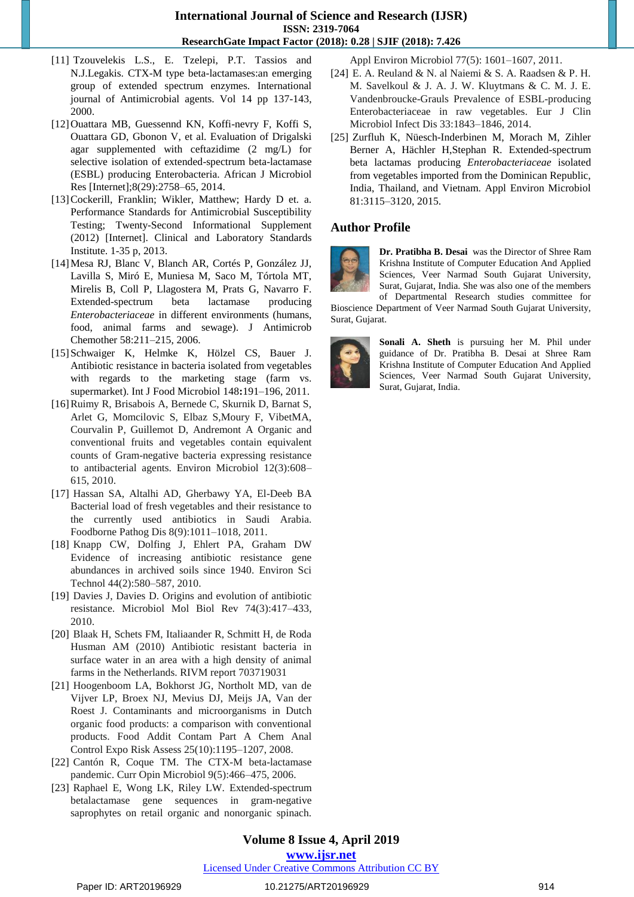[11] Tzouvelekis L.S., E. Tzelepi, P.T. Tassios and N.J.Legakis. CTX-M type beta-lactamases:an emerging group of extended spectrum enzymes. International journal of Antimicrobial agents. Vol 14 pp 137-143, 2000.

[12] Ouattara MB, Guessennd N, Koffi-nevry F, Koffi S, Ouattara GD, Gbonon V, et al. Evaluation of Drigalski agar supplemented with ceftazidime (2 mg/L) for selective isolation of extended-spectrum beta-lactamase (ESBL) producing Enterobacteria. African J Microbiol Res [Internet];8(29):2758–65, 2014.

[13] Cockerill, Franklin; Wikler, Matthew; Hardy D et. a. Performance Standards for Antimicrobial Susceptibility Testing; Twenty-Second Informational Supplement (2012) [Internet]. Clinical and Laboratory Standards Institute. 1-35 p, 2013.

[14] Mesa RJ, Blanc V, Blanch AR, Cortés P, González JJ, Lavilla S, Miró E, Muniesa M, Saco M, Tórtola MT, Mirelis B, Coll P, Llagostera M, Prats G, Navarro F. Extended-spectrum beta lactamase producing *Enterobacteriaceae* in different environments (humans, food, animal farms and sewage). J Antimicrob Chemother 58:211–215, 2006.

[15] Schwaiger K, Helmke K, Hölzel CS, Bauer J. Antibiotic resistance in bacteria isolated from vegetables with regards to the marketing stage (farm vs. supermarket). Int J Food Microbiol 148**:**191–196, 2011.

[16] Ruimy R, Brisabois A, Bernede C, Skurnik D, Barnat S, Arlet G, Momcilovic S, Elbaz S,Moury F, VibetMA, Courvalin P, Guillemot D, Andremont A Organic and conventional fruits and vegetables contain equivalent counts of Gram-negative bacteria expressing resistance to antibacterial agents. Environ Microbiol 12(3):608–615, 2010.

[17] Hassan SA, Altalhi AD, Gherbawy YA, El-Deeb BA Bacterial load of fresh vegetables and their resistance to the currently used antibiotics in Saudi Arabia. Foodborne Pathog Dis 8(9):1011–1018, 2011.

[18] Knapp CW, Dolfing J, Ehlert PA, Graham DW Evidence of increasing antibiotic resistance gene abundances in archived soils since 1940. Environ Sci Technol 44(2):580–587, 2010.

[19] Davies J, Davies D. Origins and evolution of antibiotic resistance. Microbiol Mol Biol Rev 74(3):417–433, 2010.

[20] Blaak H, Schets FM, Italiaander R, Schmitt H, de Roda Husman AM (2010) Antibiotic resistant bacteria in surface water in an area with a high density of animal farms in the Netherlands. RIVM report 703719031

[21] Hoogenboom LA, Bokhorst JG, Northolt MD, van de Vijver LP, Broex NJ, Mevius DJ, Meijs JA, Van der Roest J. Contaminants and microorganisms in Dutch organic food products: a comparison with conventional products. Food Addit Contam Part A Chem Anal Control Expo Risk Assess 25(10):1195–1207, 2008.

[22] Cantón R, Coque TM. The CTX-M beta-lactamase pandemic. Curr Opin Microbiol 9(5):466–475, 2006.

[23] Raphael E, Wong LK, Riley LW. Extended-spectrum betalactamase gene sequences in gram-negative saprophytes on retail organic and nonorganic spinach. Appl Environ Microbiol 77(5): 1601–1607, 2011.

[24] E. A. Reuland & N. al Naiemi & S. A. Raadsen & P. H. M. Savelkoul & J. A. J. W. Kluytmans & C. M. J. E. Vandenbroucke-Grauls Prevalence of ESBL-producing Enterobacteriaceae in raw vegetables. Eur J Clin Microbiol Infect Dis 33:1843–1846, 2014.

[25] Zurfluh K, Nüesch-Inderbinen M, Morach M, Zihler Berner A, Hächler H,Stephan R. Extended-spectrum beta lactamas producing *Enterobacteriaceae* isolated from vegetables imported from the Dominican Republic, India, Thailand, and Vietnam. Appl Environ Microbiol 81:3115–3120, 2015.

## Author Profile

**Dr. Pratibha B. Desai** was the Director of Shree Ram Krishna Institute of Computer Education And Applied Sciences, Veer Narmad South Gujarat University, Surat, Gujarat, India. She was also one of the members of Departmental Research studies committee for Bioscience Department of Veer Narmad South Gujarat University, Surat, Gujarat.

**Sonali A. Sheth** is pursuing her M. Phil under guidance of Dr. Pratibha B. Desai at Shree Ram Krishna Institute of Computer Education And Applied Sciences, Veer Narmad South Gujarat University, Surat, Gujarat, India.